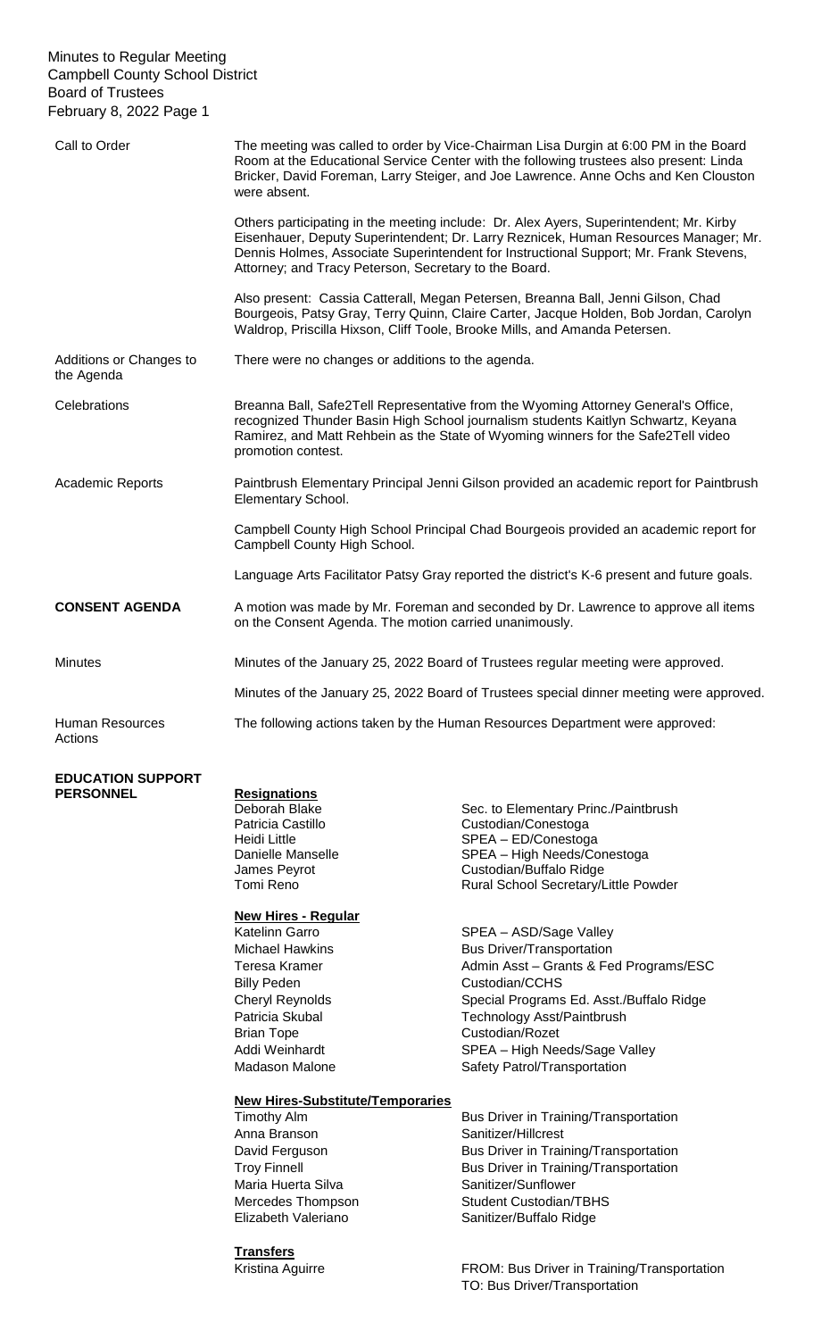Minutes to Regular Meeting
Campbell County School District
Board of Trustees
February 8, 2022

**Call to Order**

The meeting was called to order by Vice-Chairman Lisa Durgin at 6:00 PM in the Board Room at the Educational Service Center with the following trustees also present: Linda Bricker, David Foreman, Larry Steiger, and Joe Lawrence. Anne Ochs and Ken Clouston were absent.

Others participating in the meeting include: Dr. Alex Ayers, Superintendent; Mr. Kirby Eisenhauer, Deputy Superintendent; Dr. Larry Reznicek, Human Resources Manager; Mr. Dennis Holmes, Associate Superintendent for Instructional Support; Mr. Frank Stevens, Attorney; and Tracy Peterson, Secretary to the Board.

Also present: Cassia Catterall, Megan Petersen, Breanna Ball, Jenni Gilson, Chad Bourgeois, Patsy Gray, Terry Quinn, Claire Carter, Jacque Holden, Bob Jordan, Carolyn Waldrop, Priscilla Hixson, Cliff Toole, Brooke Mills, and Amanda Petersen.

**Additions or Changes to the Agenda**

There were no changes or additions to the agenda.

**Celebrations**

Breanna Ball, Safe2Tell Representative from the Wyoming Attorney General's Office, recognized Thunder Basin High School journalism students Kaitlyn Schwartz, Keyana Ramirez, and Matt Rehbein as the State of Wyoming winners for the Safe2Tell video promotion contest.

**Academic Reports**

Paintbrush Elementary Principal Jenni Gilson provided an academic report for Paintbrush Elementary School.

Campbell County High School Principal Chad Bourgeois provided an academic report for Campbell County High School.

Language Arts Facilitator Patsy Gray reported the district's K-6 present and future goals.

**CONSENT AGENDA**

A motion was made by Mr. Foreman and seconded by Dr. Lawrence to approve all items on the Consent Agenda. The motion carried unanimously.

**Minutes**

Minutes of the January 25, 2022 Board of Trustees regular meeting were approved.

Minutes of the January 25, 2022 Board of Trustees special dinner meeting were approved.

**Human Resources Actions**

The following actions taken by the Human Resources Department were approved:

**EDUCATION SUPPORT PERSONNEL**

**Resignations**

| Name | Position |
|---|---|
| Deborah Blake | Sec. to Elementary Princ./Paintbrush |
| Patricia Castillo | Custodian/Conestoga |
| Heidi Little | SPEA – ED/Conestoga |
| Danielle Manselle | SPEA – High Needs/Conestoga |
| James Peyrot | Custodian/Buffalo Ridge |
| Tomi Reno | Rural School Secretary/Little Powder |

**New Hires - Regular**

| Name | Position |
|---|---|
| Katelinn Garro | SPEA – ASD/Sage Valley |
| Michael Hawkins | Bus Driver/Transportation |
| Teresa Kramer | Admin Asst – Grants & Fed Programs/ESC |
| Billy Peden | Custodian/CCHS |
| Cheryl Reynolds | Special Programs Ed. Asst./Buffalo Ridge |
| Patricia Skubal | Technology Asst/Paintbrush |
| Brian Tope | Custodian/Rozet |
| Addi Weinhardt | SPEA – High Needs/Sage Valley |
| Madason Malone | Safety Patrol/Transportation |

**New Hires-Substitute/Temporaries**

| Name | Position |
|---|---|
| Timothy Alm | Bus Driver in Training/Transportation |
| Anna Branson | Sanitizer/Hillcrest |
| David Ferguson | Bus Driver in Training/Transportation |
| Troy Finnell | Bus Driver in Training/Transportation |
| Maria Huerta Silva | Sanitizer/Sunflower |
| Mercedes Thompson | Student Custodian/TBHS |
| Elizabeth Valeriano | Sanitizer/Buffalo Ridge |

**Transfers**

| Name | Position |
|---|---|
| Kristina Aguirre | FROM: Bus Driver in Training/Transportation<br>TO: Bus Driver/Transportation |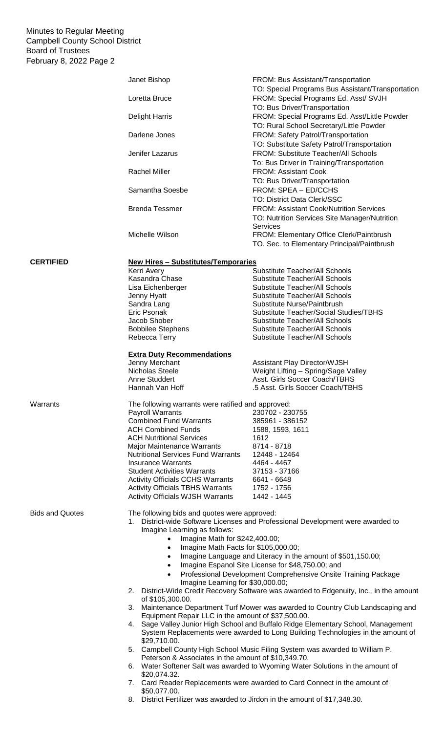| | | |
|---|---|---|
| | Janet Bishop | FROM: Bus Assistant/Transportation<br>TO: Special Programs Bus Assistant/Transportation |
| | Loretta Bruce | FROM: Special Programs Ed. Asst/ SVJH<br>TO: Bus Driver/Transportation |
| | Delight Harris | FROM: Special Programs Ed. Asst/Little Powder<br>TO: Rural School Secretary/Little Powder |
| | Darlene Jones | FROM: Safety Patrol/Transportation<br>TO: Substitute Safety Patrol/Transportation |
| | Jenifer Lazarus | FROM: Substitute Teacher/All Schools<br>To: Bus Driver in Training/Transportation |
| | Rachel Miller | FROM: Assistant Cook<br>TO: Bus Driver/Transportation |
| | Samantha Soesbe | FROM: SPEA – ED/CCHS<br>TO: District Data Clerk/SSC |
| | Brenda Tessmer | FROM: Assistant Cook/Nutrition Services<br>TO: Nutrition Services Site Manager/Nutrition Services |
| | Michelle Wilson | FROM: Elementary Office Clerk/Paintbrush<br>TO. Sec. to Elementary Principal/Paintbrush |

**CERTIFIED**

**New Hires – Substitutes/Temporaries**

| | |
|---|---|
| Kerri Avery | Substitute Teacher/All Schools |
| Kasandra Chase | Substitute Teacher/All Schools |
| Lisa Eichenberger | Substitute Teacher/All Schools |
| Jenny Hyatt | Substitute Teacher/All Schools |
| Sandra Lang | Substitute Nurse/Paintbrush |
| Eric Psonak | Substitute Teacher/Social Studies/TBHS |
| Jacob Shober | Substitute Teacher/All Schools |
| Bobbilee Stephens | Substitute Teacher/All Schools |
| Rebecca Terry | Substitute Teacher/All Schools |

**Extra Duty Recommendations**

| | |
|---|---|
| Jenny Merchant | Assistant Play Director/WJSH |
| Nicholas Steele | Weight Lifting – Spring/Sage Valley |
| Anne Studdert | Asst. Girls Soccer Coach/TBHS |
| Hannah Van Hoff | .5 Asst. Girls Soccer Coach/TBHS |

Warrants

The following warrants were ratified and approved:

| | |
|---|---|
| Payroll Warrants | 230702 - 230755 |
| Combined Fund Warrants | 385961 - 386152 |
| ACH Combined Funds | 1588, 1593, 1611 |
| ACH Nutritional Services | 1612 |
| Major Maintenance Warrants | 8714 - 8718 |
| Nutritional Services Fund Warrants | 12448 - 12464 |
| Insurance Warrants | 4464 - 4467 |
| Student Activities Warrants | 37153 - 37166 |
| Activity Officials CCHS Warrants | 6641 - 6648 |
| Activity Officials TBHS Warrants | 1752 - 1756 |
| Activity Officials WJSH Warrants | 1442 - 1445 |

Bids and Quotes

The following bids and quotes were approved:

1. District-wide Software Licenses and Professional Development were awarded to Imagine Learning as follows:
   - Imagine Math for $242,400.00;
   - Imagine Math Facts for $105,000.00;
   - Imagine Language and Literacy in the amount of $501,150.00;
   - Imagine Espanol Site License for $48,750.00; and
   - Professional Development Comprehensive Onsite Training Package Imagine Learning for $30,000.00;
2. District-Wide Credit Recovery Software was awarded to Edgenuity, Inc., in the amount of $105,300.00.
3. Maintenance Department Turf Mower was awarded to Country Club Landscaping and Equipment Repair LLC in the amount of $37,500.00.
4. Sage Valley Junior High School and Buffalo Ridge Elementary School, Management System Replacements were awarded to Long Building Technologies in the amount of $29,710.00.
5. Campbell County High School Music Filing System was awarded to William P. Peterson & Associates in the amount of $10,349.70.
6. Water Softener Salt was awarded to Wyoming Water Solutions in the amount of $20,074.32.
7. Card Reader Replacements were awarded to Card Connect in the amount of $50,077.00.
8. District Fertilizer was awarded to Jirdon in the amount of $17,348.30.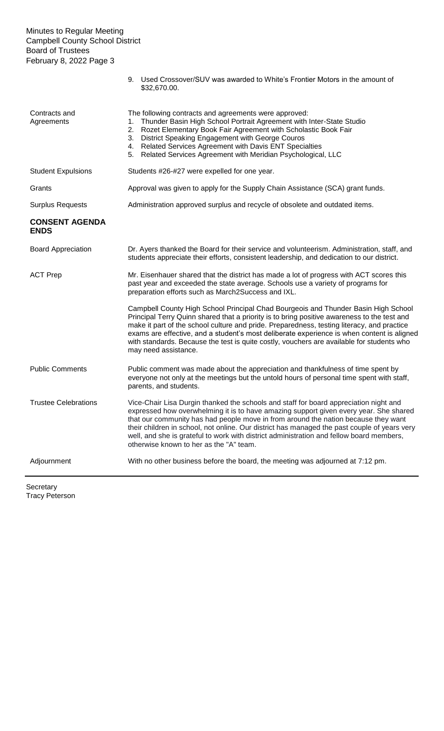9. Used Crossover/SUV was awarded to White's Frontier Motors in the amount of $32,670.00.

**Contracts and Agreements**

The following contracts and agreements were approved:

1. Thunder Basin High School Portrait Agreement with Inter-State Studio
2. Rozet Elementary Book Fair Agreement with Scholastic Book Fair
3. District Speaking Engagement with George Couros
4. Related Services Agreement with Davis ENT Specialties
5. Related Services Agreement with Meridian Psychological, LLC

**Student Expulsions**

Students #26-#27 were expelled for one year.

**Grants**

Approval was given to apply for the Supply Chain Assistance (SCA) grant funds.

**Surplus Requests**

Administration approved surplus and recycle of obsolete and outdated items.

## CONSENT AGENDA ENDS

**Board Appreciation**

Dr. Ayers thanked the Board for their service and volunteerism. Administration, staff, and students appreciate their efforts, consistent leadership, and dedication to our district.

**ACT Prep**

Mr. Eisenhauer shared that the district has made a lot of progress with ACT scores this past year and exceeded the state average. Schools use a variety of programs for preparation efforts such as March2Success and IXL.

Campbell County High School Principal Chad Bourgeois and Thunder Basin High School Principal Terry Quinn shared that a priority is to bring positive awareness to the test and make it part of the school culture and pride. Preparedness, testing literacy, and practice exams are effective, and a student's most deliberate experience is when content is aligned with standards. Because the test is quite costly, vouchers are available for students who may need assistance.

**Public Comments**

Public comment was made about the appreciation and thankfulness of time spent by everyone not only at the meetings but the untold hours of personal time spent with staff, parents, and students.

**Trustee Celebrations**

Vice-Chair Lisa Durgin thanked the schools and staff for board appreciation night and expressed how overwhelming it is to have amazing support given every year. She shared that our community has had people move in from around the nation because they want their children in school, not online. Our district has managed the past couple of years very well, and she is grateful to work with district administration and fellow board members, otherwise known to her as the "A" team.

**Adjournment**

With no other business before the board, the meeting was adjourned at 7:12 pm.

---

Secretary
Tracy Peterson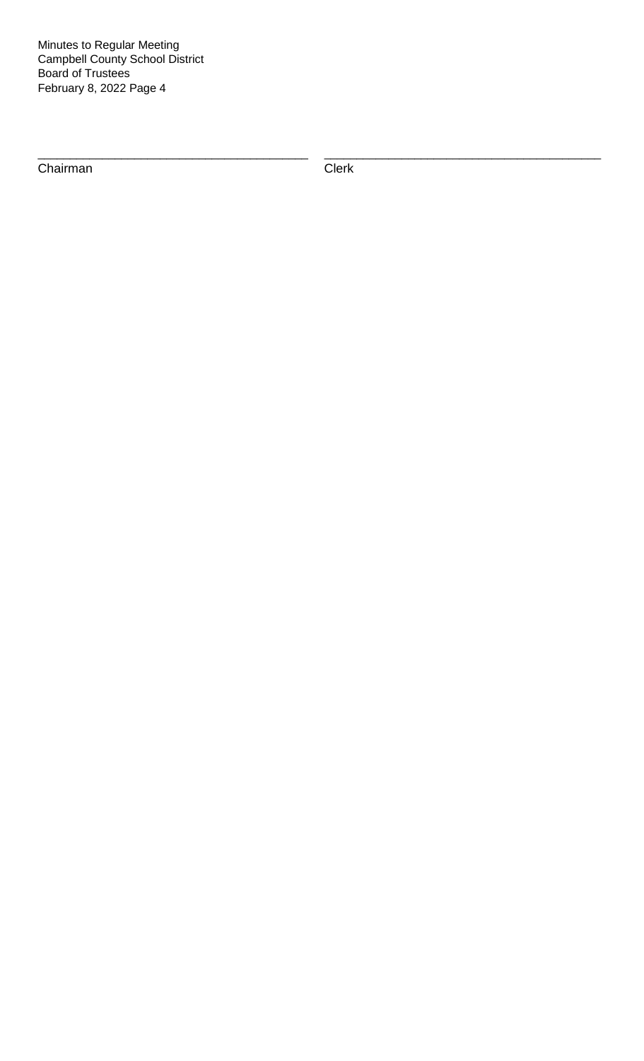\_\_\_\_\_\_\_\_\_\_\_\_\_\_\_\_\_\_\_\_\_\_\_\_\_\_\_\_\_\_\_\_\_\_\_\_\_\_\_\_
Chairman

\_\_\_\_\_\_\_\_\_\_\_\_\_\_\_\_\_\_\_\_\_\_\_\_\_\_\_\_\_\_\_\_\_\_\_\_\_\_\_\_
Clerk